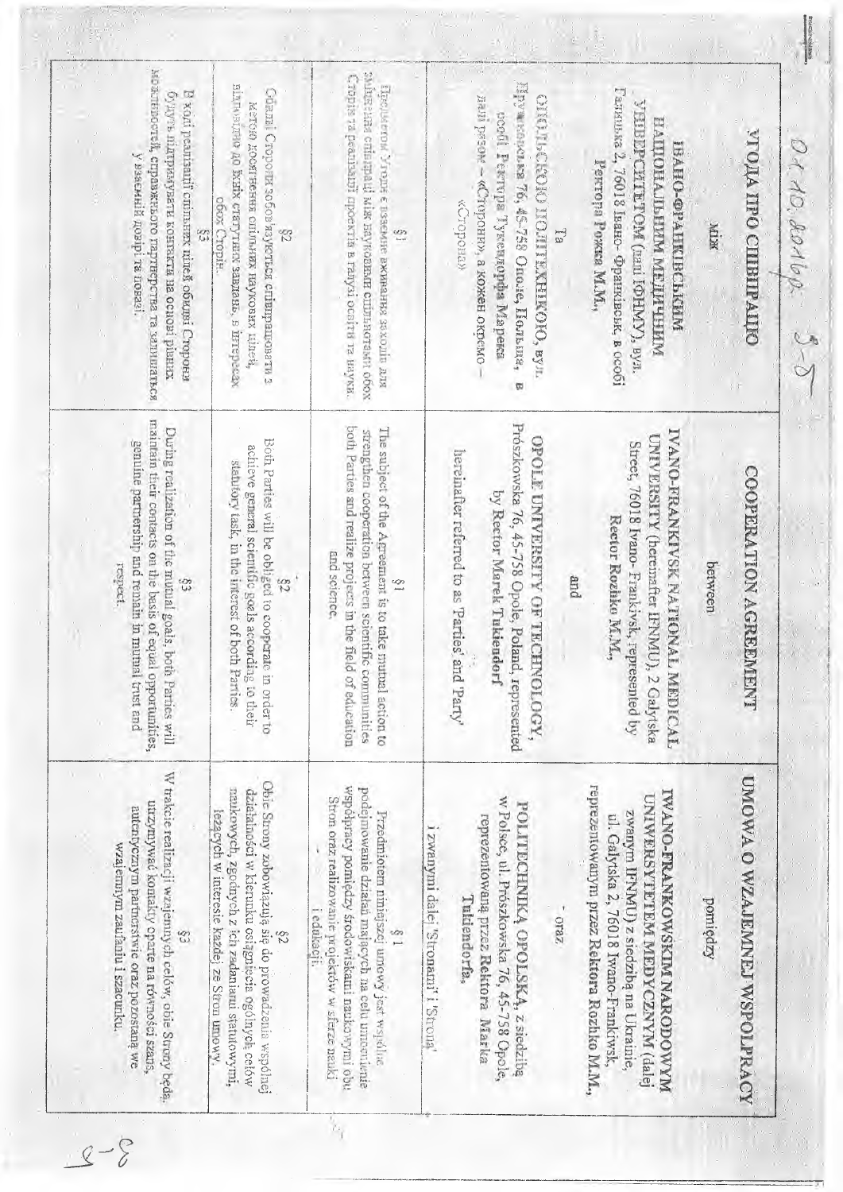01.10.2016р. 5-5

| УГОДА ПРО СПІВПРАЦЮ | COOPERATION AGREEMENT | UMOWA O WZAJEMNEJ WSPÓŁPRACY |
|---|---|---|
| між | between | pomiędzy |
| ІВАНО-ФРАНКІВСЬКИМ НАЦІОНАЛЬНИМ МЕДИЧНИМ УНІВЕРСИТЕТОМ (далі ІФНМУ), вул. Галицька 2, 76018 Івано-Франківськ, в особі Ректора Рожка М.М., | IVANO-FRANKIVSK NATIONAL MEDICAL UNIVERSITY (hereinafter IFNMU), 2 Galytska Street, 76018 Ivano-Frankivsk, represented by Rector Rozhko M.M., | IWANO-FRANKOWSKIM NARODOWYM UNIWERSYTETEM MEDYCZNYM (dalej zwanym IFNMU) z siedzibą na Ukrainie, ul. Galyska 2, 76018 Iwano-Frankiwsk, reprezentowanym przez Rektora Rozhko M.M., |
| та | and | - oraz |
| ОПОЛЬСЬКОЮ ПОЛІТЕХНІКОЮ, вул. Прушковська 76, 45-758 Ополє, Польща, в особі Ректора Тукендорфа Марека надалі разом – «Сторони», а кожен окремо – «Сторона» | OPOLE UNIVERSITY OF TECHNOLOGY, Prószkowska 76, 45-758 Opole, Poland, represented by Rector Marek Tukiendorf hereinafter referred to as 'Parties' and 'Party' | POLITECHNIKĄ OPOLSKĄ, z siedzibą w Polsce, ul. Prószkowska 76, 45-758 Opole, reprezentowaną przez Rektora Marka Tukiendorfa, i zwanymi dalej 'Stronami' i 'Stroną' |
| §1<br>Предметом Угоди є взаємне вживання заходів для зміцнення співпраці між науковими спільнотами обох Сторін та реалізації проектів в галузі освіти та науки. | §1<br>The subject of the Agreement is to take mutual action to strengthen cooperation between scientific communities both Parties and realize projects in the field of education and science. | §1<br>Przedmiotem niniejszej umowy jest wspólne podejmowanie działań mających na celu umocnienie współpracy pomiędzy środowiskami naukowymi obu Stron oraz realizowanie projektów w sferze nauki i edukacji. |
| §2<br>Обидві Сторони зобов'язуються співпрацювати з метою досягнення спільних наукових цілей, відповідно до їхніх статутних завдань, в інтересах обох Сторін. | §2<br>Both Parties will be obliged to cooperate in order to achieve general scientific goals according to their statutory task, in the interest of both Parties. | §2<br>Obie Strony zobowiązują się do prowadzenia wspólnej działalności w kierunku osiągnięcia ogólnych celów naukowych, zgodnych z ich zadaniami statutowymi, leżących w interesie każdej ze Stron umowy. |
| §3<br>В ході реалізації спільних цілей обидві Сторони будуть підтримувати контакти на основі рівних можливостей, справжнього партнерства та залишатися у взаємній довірі та повазі. | §3<br>During realization of the mutual goals, both Parties will maintain their contacts on the basis of equal opportunities, genuine partnership and remain in mutual trust and respect. | §3<br>W trakcie realizacji wzajemnych celów, obie Strony będą utrzymywać kontakty oparte na równości szans, autentycznym partnerstwie oraz pozostaną we wzajemnym zaufaniu i szacunku. |

8-8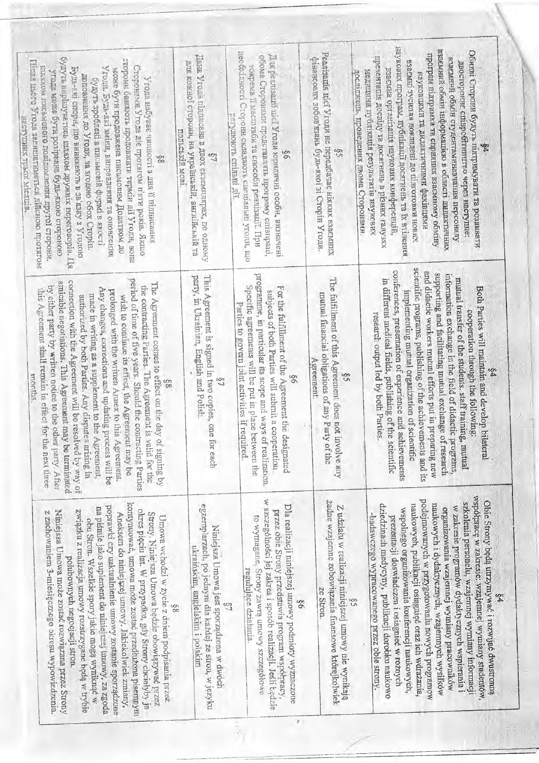| §4 | §4 | §4 |
|---|---|---|
| Обидві Сторони будуть підтримувати та розвивати двостороннє співробітництво через наступне: взаємний обмін студентами/навчання персоналу, взаємний обмін інформацією в області дидактичних програм підтримка та сприяння взаємному обміну науковими та дидактичними фахівцями, взаємні зусилля покладені до підготовки нових наукових програм, публікацій досягнень та їх втілення, взаємна організація наукових конференцій, презентація досвіду та досягнень в різних галузях медицини публікацій результатів наукових досліджень, проведених двома Сторонами. | Both Parties will maintain and develop bilateral cooperation through the following: mutual transfer of the students, staff training, mutual information exchange in the field of didactic programs, supporting and facilitating mutual exchange of research and didactic workers mutual efforts put in preparing new scientific programs, publishing of the achievements and its implementing mutual organization of scientific conferences, presentation of experience and achievements in different medical fields, publishing of the scientific research output led by both Parties. | Obie Strony będą utrzymywać i rozwijać dwustronną współpracę w zakresie: wzajemnej wymiany studentów, szkolenia personelu, wzajemnej wymiany informacji w zakresie programów dydaktycznych wspierania i organizowania wzajemnej wymiany pracowników naukowych i dydaktycznych, wzajemnych wysiłków podejmowanych w przygotowaniu nowych programów naukowych, publikacji osiągnięć oraz ich wdrażania, wspólnego organizowania konferencji naukowych, prezentacji doświadczeń i osiągnięć w różnych dziedzinach medycyny, publikacji dorobku naukowo-badawczego wypracowanego przez obie strony. |
| §5 | §5 | §5 |
| Реалізація цієї Угоди не передбачає ніяких взаємних фінансових зобов'язань будь-якої зі Сторін Угоди. | The fulfillment of this Agreement does not involve any mutual financial obligations of any Party of the Agreement. | Z udziału w realizacji niniejszej umowy nie wynikają żadne wzajemne zobowiązania finansowe którejkolwiek ze Stron. |
| §6 | §6 | §6 |
| Для реалізації цієї Угоди юридичні особи, визначені обома Сторонами представлять програму співпраці, зокрема її масштаби та способи реалізації. При необхідності Сторони складають спеціальні угоди, що регулюють спільні дії. | For the fulfillment of the Agreement the designated subjects of both Parties will submit a cooperation programme, in particular its scope and ways of realization. Specific agreements will be put in place between the Parties to govern joint activities if required. | Dla realizacji niniejszej umowy podmioty wyznaczone przez obie Strony przedstawią program współpracy, w szczególności jej zakres i sposób realizacji. Jeśli będzie to wymagane, Strony zawrą umowy szczegółowe regulujące działania. |
| §7 | §7 | §7 |
| Дана Угода підписана в двох екземплярах, по одному для кожної сторони, на українській, англійській та польській мові. | This Agreement is signed in two copies, one for each party, in Ukrainian, English and Polish. | Niniejsza Umowa jest sporządzona w dwóch egzemplarzach, po jednym dla każdej ze stron, w języku ukraińskim, angielskim i polskim. |
| §8 | §8 | §8 |
| Угода набуває чинності з дня її підписання Сторонами. Угода діє протягом п'яти років. Якщо сторони бажають продовжити термін дії Угоди, вона може бути продовжена письмовим Додатком до Угоди. Будь-які зміни, виправлення та оновлення будуть зроблені в письмовій формі в якості доповнення до Угоди, за згодою обох Сторін. Будь-які спори, що виникають в зв'язку з Угодою будуть вирішуватись шляхом дружніх переговорів. Ця угода може бути розірвана будь-якою стороною шляхом письмового повідомлення другої сторони. Після цього Угода залишається дійсною протягом наступних трьох місяців. | The Agreement comes to effect on the day of signing by the contracting Parties. The Agreement is valid for the period of time of five years. Should the contracting Parties wish to continue its effect, the Agreement may be prolonged with the written Annex to this Agreement. Any changes, corrections and updating process will be made in writing as a supplement to the Agreement, authorized by both Parties. Any disputes arising in connection with the Agreement will be resolved by way of amicable negotiations. This Agreement may be terminated by either party by written notice to the other party. After this Agreement shall remain in effect for the next three months. | Umowa wchodzi w życie z dniem podpisania przez Strony. Niniejsza Umowa będzie obowiązywać przez okres pięciu lat. W przypadku, gdy Strony chciałyby ją kontynuować, umowa może zostać przedłużona pisemnym Aneksem do niniejszej umowy. Jakiekolwiek zmiany, poprawki czy uaktualnienie umowy zostanie sporządzone na piśmie jako suplement do niniejszej umowy, za zgodą obu Stron. Wszelkie spory jakie mogą wyniknąć w związku z realizacją umowy rozstrzygane będą w trybie polubownych negocjacji stron. Niniejsza Umowa może zostać rozwiązana przez Strony z zachowaniem 3-miesięcznego okresu wypowiedzenia. |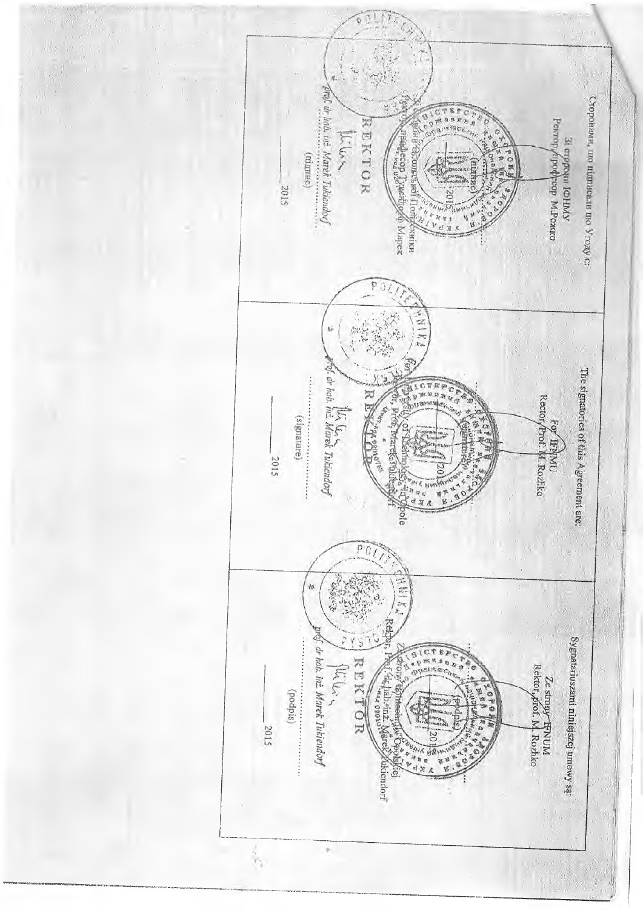Сторонами, що підписали цю Угоду є:

Зі сторони ІФНМУ
Ректор, професор М.Рожко

................................
(підпис)

2015

Зі сторони Опольської Політехніки
Ректор, професор Тукендорф Марек

prof. dr hab. inż. Marek Tukiendorf
................................
(підпис)

2015

The signatories of this Agreement are:

For IFNMU
Rector, Prof. M. Rozhko

................................
(signature)

2015

For University of Technology in Opole
Rector, prof. Marek Tukiendorf

prof. dr hab. inż. Marek Tukiendorf
................................
(signature)

2015

Sygnatariuszami niniejszej umowy są:

Ze strony IFNUM
Rektor, prof. M. Rozhko

................................
(podpis)

2015

Ze strony Politechniki Opolskiej
Rektor, prof. dr hab. inż. Marek Tukiendorf

prof. dr hab. inż. Marek Tukiendorf
................................
(podpis)

2015